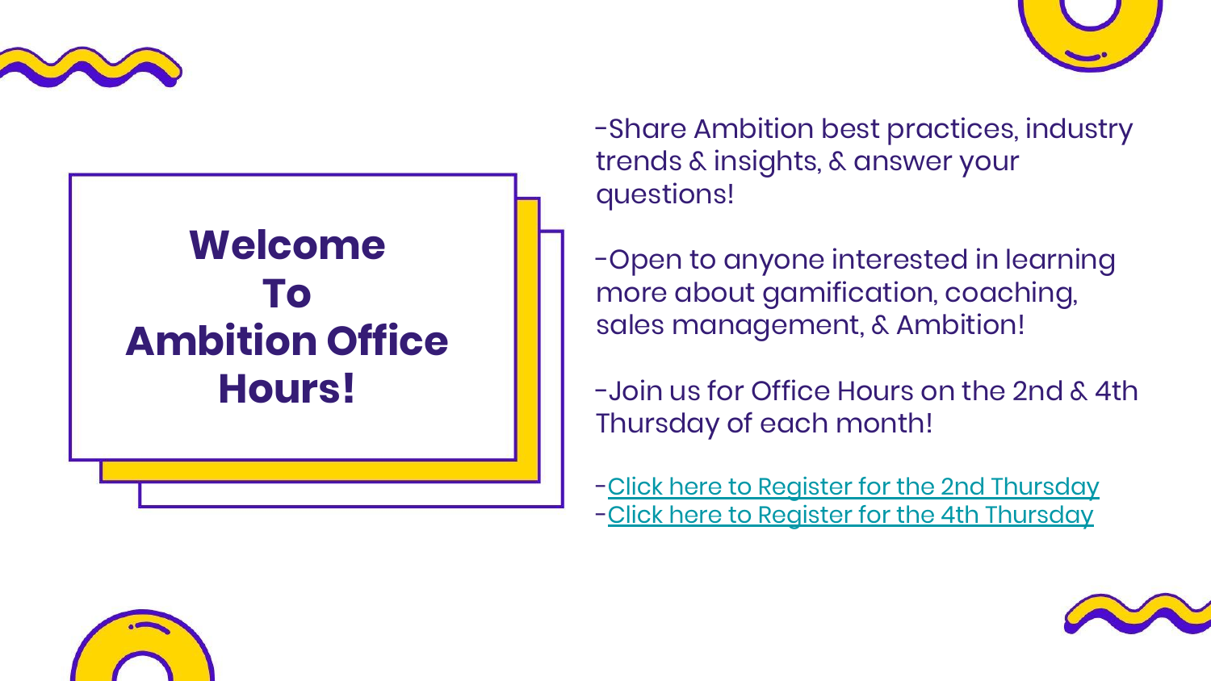# Welcome To Ambition Office Hours!

-Share Ambition best practices, industry trends & insights, & answer your questions!

-Open to anyone interested in learning more about gamification, coaching, sales management, & Ambition!

-Join us for Office Hours on the 2nd & 4th Thursday of each month!

-Click here to Register for the 2nd Thursday
-Click here to Register for the 4th Thursday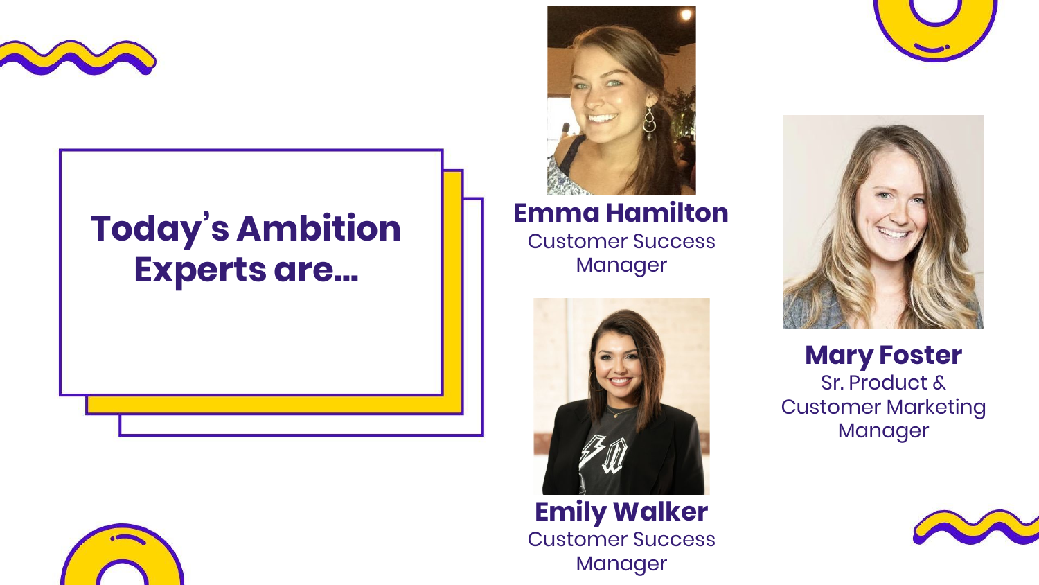# Today's Ambition Experts are...

**Emma Hamilton**
Customer Success Manager

**Emily Walker**
Customer Success Manager

**Mary Foster**
Sr. Product & Customer Marketing Manager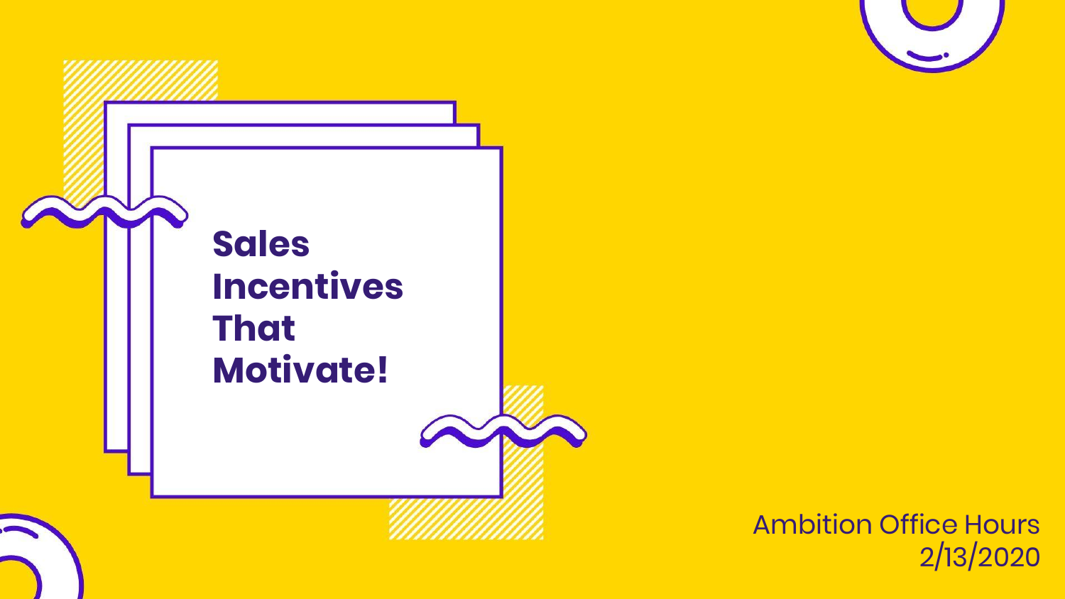# Sales Incentives That Motivate!

Ambition Office Hours
2/13/2020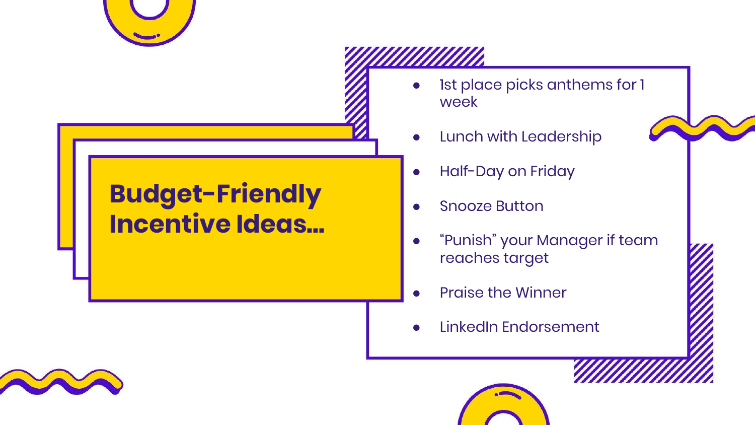# Budget-Friendly Incentive Ideas...

- 1st place picks anthems for 1 week
- Lunch with Leadership
- Half-Day on Friday
- Snooze Button
- "Punish" your Manager if team reaches target
- Praise the Winner
- LinkedIn Endorsement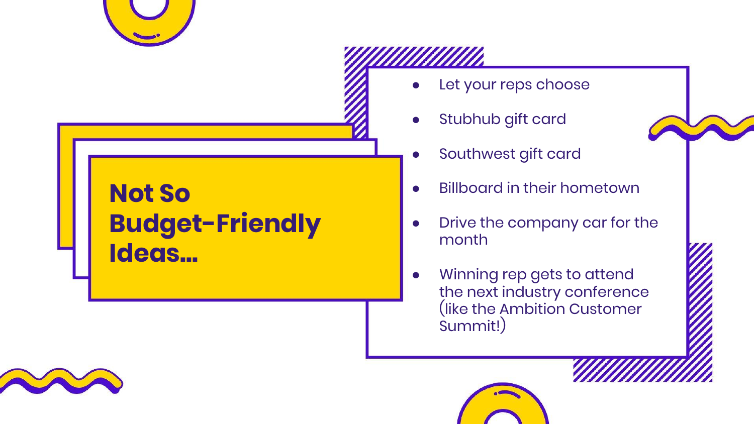# Not So Budget-Friendly Ideas...

- Let your reps choose
- Stubhub gift card
- Southwest gift card
- Billboard in their hometown
- Drive the company car for the month
- Winning rep gets to attend the next industry conference (like the Ambition Customer Summit!)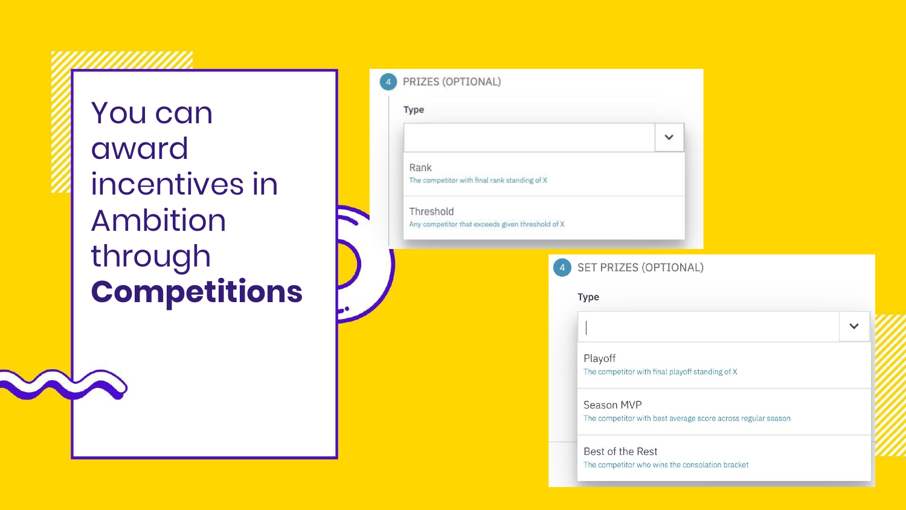# You can award incentives in Ambition through **Competitions**

4 PRIZES (OPTIONAL)

Type

- Rank
  The competitor with final rank standing of X
- Threshold
  Any competitor that exceeds given threshold of X

4 SET PRIZES (OPTIONAL)

Type

- Playoff
  The competitor with final playoff standing of X
- Season MVP
  The competitor with best average score across regular season
- Best of the Rest
  The competitor who wins the consolation bracket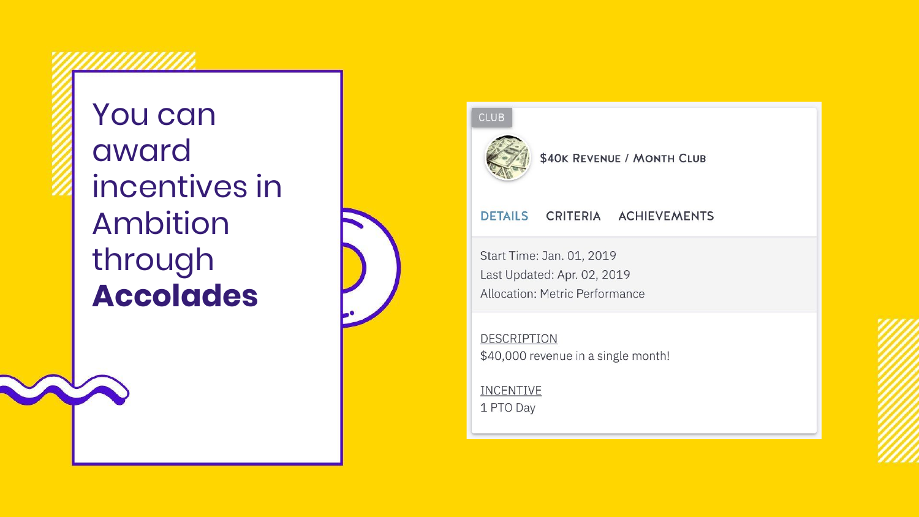# You can award incentives in Ambition through **Accolades**

CLUB

**$40K Revenue / Month Club**

DETAILS CRITERIA ACHIEVEMENTS

Start Time: Jan. 01, 2019
Last Updated: Apr. 02, 2019
Allocation: Metric Performance

DESCRIPTION
$40,000 revenue in a single month!

INCENTIVE
1 PTO Day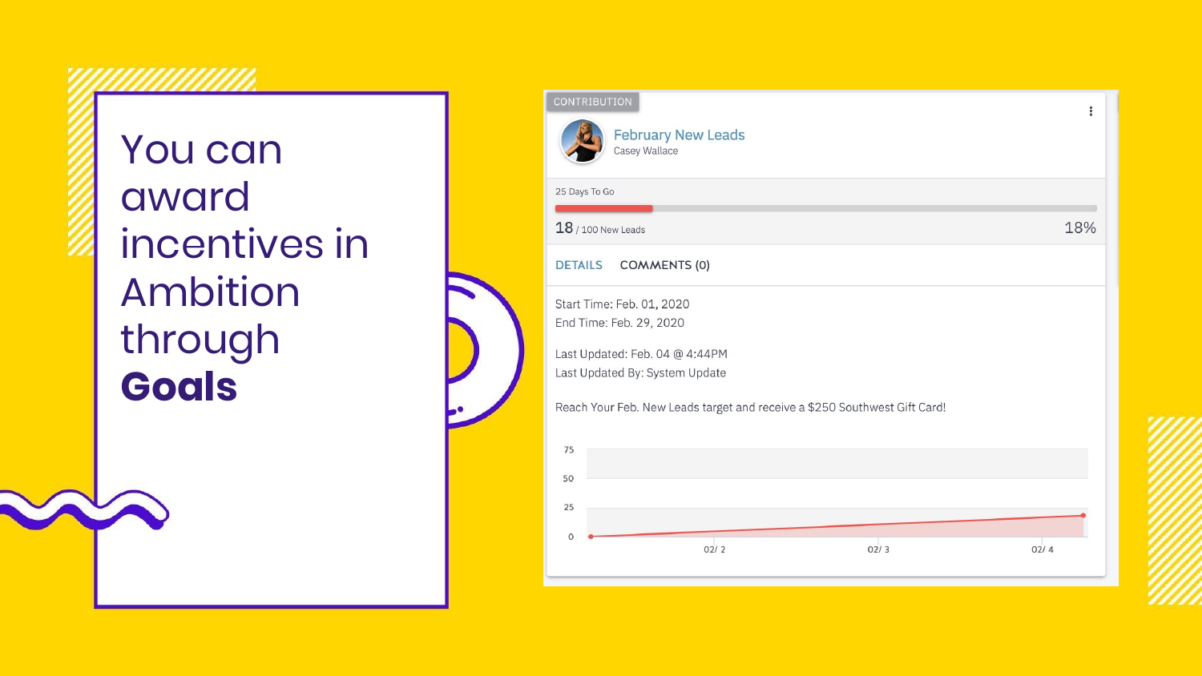# You can award incentives in Ambition through **Goals**

CONTRIBUTION

**February New Leads**
Casey Wallace

25 Days To Go

18 / 100 New Leads — 18%

DETAILS | COMMENTS (0)

Start Time: Feb. 01, 2020
End Time: Feb. 29, 2020

Last Updated: Feb. 04 @ 4:44PM
Last Updated By: System Update

Reach Your Feb. New Leads target and receive a $250 Southwest Gift Card!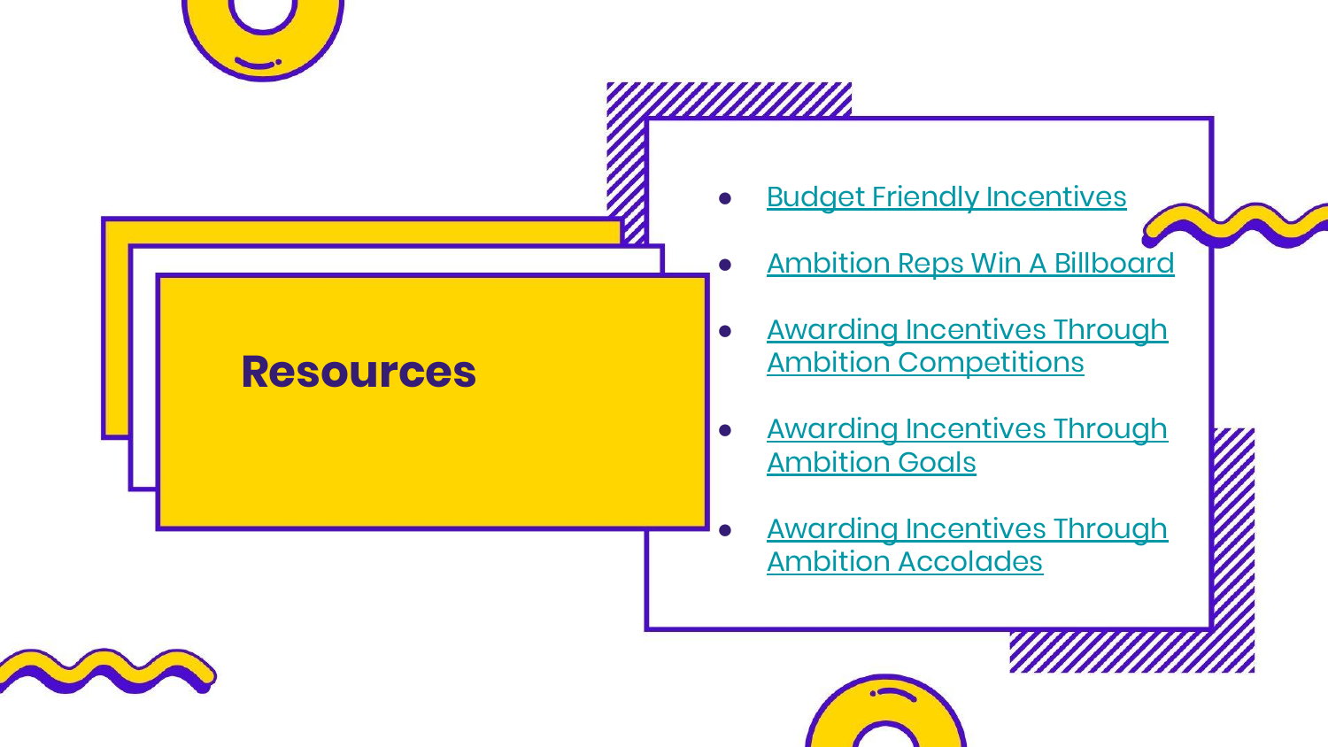# Resources

- Budget Friendly Incentives
- Ambition Reps Win A Billboard
- Awarding Incentives Through Ambition Competitions
- Awarding Incentives Through Ambition Goals
- Awarding Incentives Through Ambition Accolades